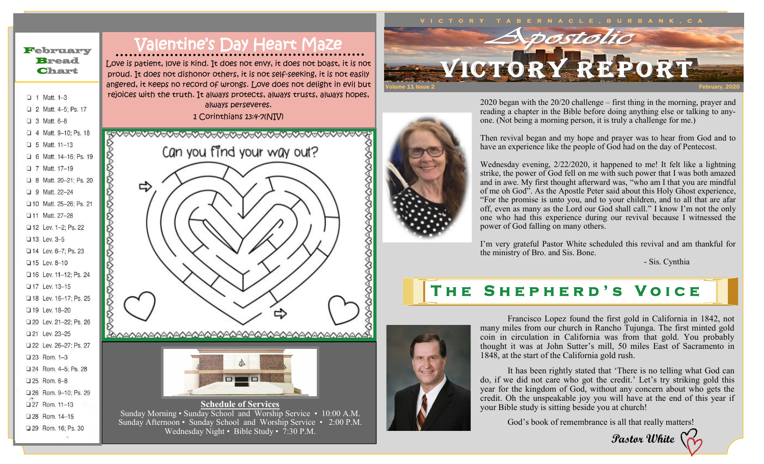# Apostolic Victory Report

VICTORY TABERNACLE, BURBANK, CA

Volume 11 Issue 2 — February, 2020

## February Bread Chart

- ❑ 1 Matt. 1–3
- ❑ 2 Matt. 4–5; Ps. 17
- ❑ 3 Matt. 6–8
- ❑ 4 Matt. 9–10; Ps. 18
- ❑ 5 Matt. 11–13
- ❑ 6 Matt. 14–16; Ps. 19
- ❑ 7 Matt. 17–19
- ❑ 8 Matt. 20–21; Ps. 20
- ❑ 9 Matt. 22–24
- ❑ 10 Matt. 25–26; Ps. 21
- ❑ 11 Matt. 27–28
- ❑ 12 Lev. 1–2; Ps. 22
- ❑ 13 Lev. 3–5
- ❑ 14 Lev. 6–7; Ps. 23
- ❑ 15 Lev. 8–10
- ❑ 16 Lev. 11–12; Ps. 24
- ❑ 17 Lev. 13–15
- ❑ 18 Lev. 16–17; Ps. 25
- ❑ 19 Lev. 18–20
- ❑ 20 Lev. 21–22; Ps. 26
- ❑ 21 Lev. 23–25
- ❑ 22 Lev. 26–27; Ps. 27
- ❑ 23 Rom. 1–3
- ❑ 24 Rom. 4–5; Ps. 28
- ❑ 25 Rom. 6–8
- ❑ 26 Rom. 9–10; Ps. 29
- ❑ 27 Rom. 11–13
- ❑ 28 Rom. 14–15
- ❑ 29 Rom. 16; Ps. 30

## Valentine's Day Heart Maze

Love is patient, love is kind. It does not envy, it does not boast, it is not proud. It does not dishonor others, it is not self-seeking, it is not easily angered, it keeps no record of wrongs. Love does not delight in evil but rejoices with the truth. It always protects, always trusts, always hopes, always perseveres.

1 Corinthians 13:4-7(NIV)

Can you find your way out?

**Schedule of Services**

Sunday Morning • Sunday School and Worship Service • 10:00 A.M.
Sunday Afternoon • Sunday School and Worship Service • 2:00 P.M.
Wednesday Night • Bible Study • 7:30 P.M.

---

2020 began with the 20/20 challenge – first thing in the morning, prayer and reading a chapter in the Bible before doing anything else or talking to anyone. (Not being a morning person, it is truly a challenge for me.)

Then revival began and my hope and prayer was to hear from God and to have an experience like the people of God had on the day of Pentecost.

Wednesday evening, 2/22/2020, it happened to me! It felt like a lightning strike, the power of God fell on me with such power that I was both amazed and in awe. My first thought afterward was, "who am I that you are mindful of me oh God". As the Apostle Peter said about this Holy Ghost experience, "For the promise is unto you, and to your children, and to all that are afar off, even as many as the Lord our God shall call." I know I'm not the only one who had this experience during our revival because I witnessed the power of God falling on many others.

I'm very grateful Pastor White scheduled this revival and am thankful for the ministry of Bro. and Sis. Bone.

- Sis. Cynthia

## The Shepherd's Voice

Francisco Lopez found the first gold in California in 1842, not many miles from our church in Rancho Tujunga. The first minted gold coin in circulation in California was from that gold. You probably thought it was at John Sutter's mill, 50 miles East of Sacramento in 1848, at the start of the California gold rush.

It has been rightly stated that 'There is no telling what God can do, if we did not care who got the credit.' Let's try striking gold this year for the kingdom of God, without any concern about who gets the credit. Oh the unspeakable joy you will have at the end of this year if your Bible study is sitting beside you at church!

God's book of remembrance is all that really matters!

*Pastor White*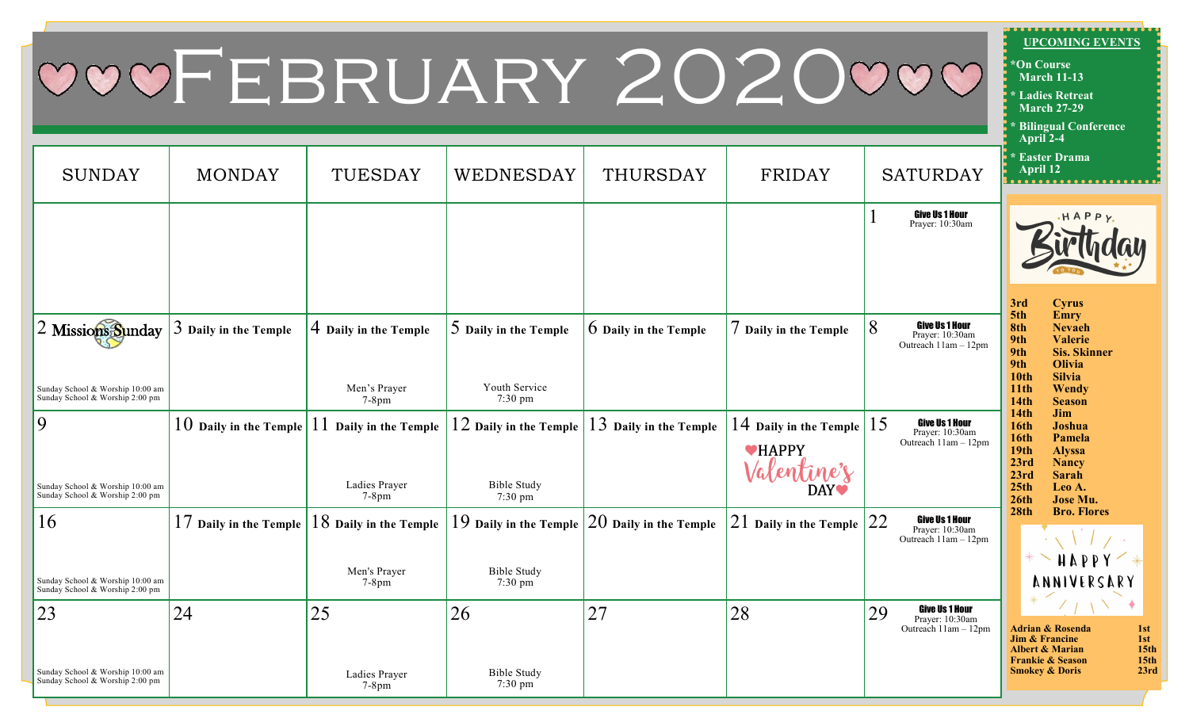# February 2020

| SUNDAY | MONDAY | TUESDAY | WEDNESDAY | THURSDAY | FRIDAY | SATURDAY |
|---|---|---|---|---|---|---|
| | | | | | | 1 Give Us 1 Hour<br>Prayer: 10:30am |
| 2 Missions Sunday<br>Sunday School & Worship 10:00 am<br>Sunday School & Worship 2:00 pm | 3 Daily in the Temple | 4 Daily in the Temple<br>Men's Prayer<br>7-8pm | 5 Daily in the Temple<br>Youth Service<br>7:30 pm | 6 Daily in the Temple | 7 Daily in the Temple | 8 Give Us 1 Hour<br>Prayer: 10:30am<br>Outreach 11am – 12pm |
| 9<br>Sunday School & Worship 10:00 am<br>Sunday School & Worship 2:00 pm | 10 Daily in the Temple | 11 Daily in the Temple<br>Ladies Prayer<br>7-8pm | 12 Daily in the Temple<br>Bible Study<br>7:30 pm | 13 Daily in the Temple | 14 Daily in the Temple<br>HAPPY Valentine's DAY | 15 Give Us 1 Hour<br>Prayer: 10:30am<br>Outreach 11am – 12pm |
| 16<br>Sunday School & Worship 10:00 am<br>Sunday School & Worship 2:00 pm | 17 Daily in the Temple | 18 Daily in the Temple<br>Men's Prayer<br>7-8pm | 19 Daily in the Temple<br>Bible Study<br>7:30 pm | 20 Daily in the Temple | 21 Daily in the Temple | 22 Give Us 1 Hour<br>Prayer: 10:30am<br>Outreach 11am – 12pm |
| 23<br>Sunday School & Worship 10:00 am<br>Sunday School & Worship 2:00 pm | 24 | 25<br>Ladies Prayer<br>7-8pm | 26<br>Bible Study<br>7:30 pm | 27 | 28 | 29 Give Us 1 Hour<br>Prayer: 10:30am<br>Outreach 11am – 12pm |

## UPCOMING EVENTS

- *On Course
  March 11-13
- * Ladies Retreat
  March 27-29
- * Bilingual Conference
  April 2-4
- * Easter Drama
  April 12

## HAPPY Birthday TO YOU

| | |
|---|---|
| 3rd | Cyrus |
| 5th | Emry |
| 8th | Nevaeh |
| 9th | Valerie |
| 9th | Sis. Skinner |
| 9th | Olivia |
| 10th | Silvia |
| 11th | Wendy |
| 14th | Season |
| 14th | Jim |
| 16th | Joshua |
| 16th | Pamela |
| 19th | Alyssa |
| 23rd | Nancy |
| 23rd | Sarah |
| 25th | Leo A. |
| 26th | Jose Mu. |
| 28th | Bro. Flores |

## HAPPY ANNIVERSARY

| | |
|---|---|
| Adrian & Rosenda | 1st |
| Jim & Francine | 1st |
| Albert & Marian | 15th |
| Frankie & Season | 15th |
| Smokey & Doris | 23rd |